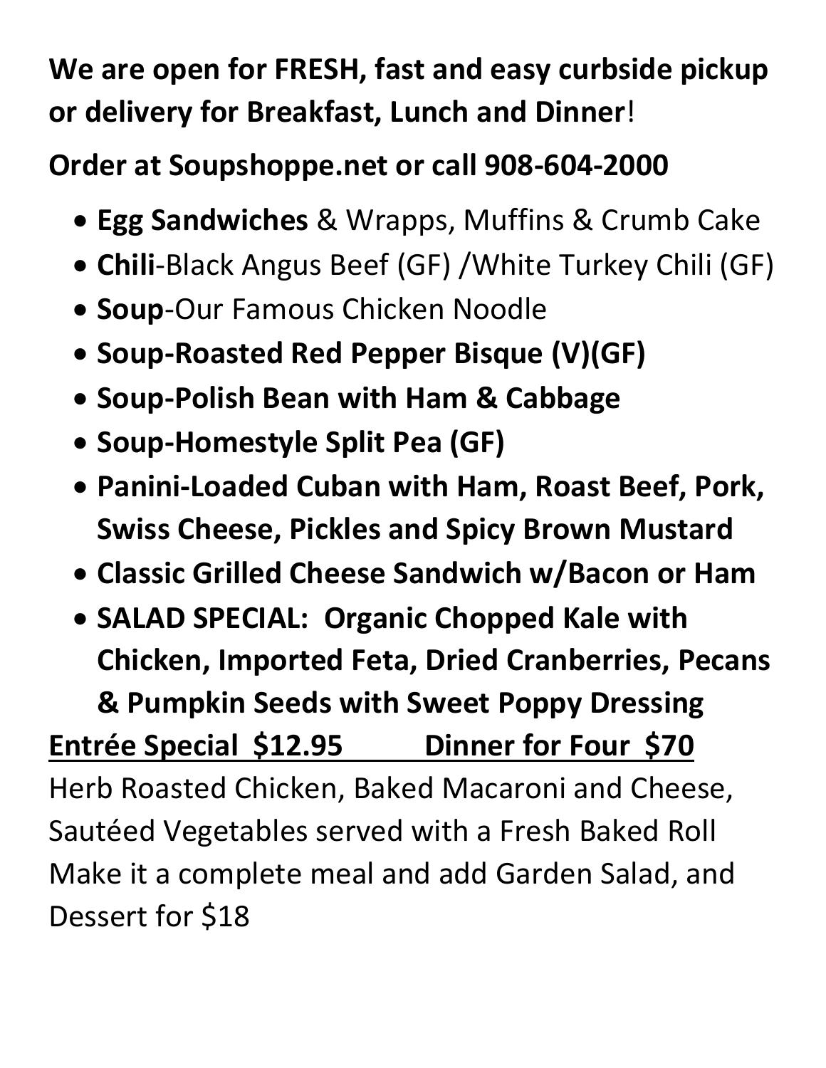**We are open for FRESH, fast and easy curbside pickup or delivery for Breakfast, Lunch and Dinner**!

**Order at Soupshoppe.net or call 908-604-2000**

- **Egg Sandwiches** & Wrapps, Muffins & Crumb Cake
- **Chili**-Black Angus Beef (GF) /White Turkey Chili (GF)
- **Soup**-Our Famous Chicken Noodle
- **Soup-Roasted Red Pepper Bisque (V)(GF)**
- **Soup-Polish Bean with Ham & Cabbage**
- **Soup-Homestyle Split Pea (GF)**
- **Panini-Loaded Cuban with Ham, Roast Beef, Pork, Swiss Cheese, Pickles and Spicy Brown Mustard**
- **Classic Grilled Cheese Sandwich w/Bacon or Ham**
- **SALAD SPECIAL: Organic Chopped Kale with Chicken, Imported Feta, Dried Cranberries, Pecans & Pumpkin Seeds with Sweet Poppy Dressing**

**Entrée Special $12.95 Dinner for Four $70**

Herb Roasted Chicken, Baked Macaroni and Cheese, Sautéed Vegetables served with a Fresh Baked Roll

Make it a complete meal and add Garden Salad, and Dessert for $18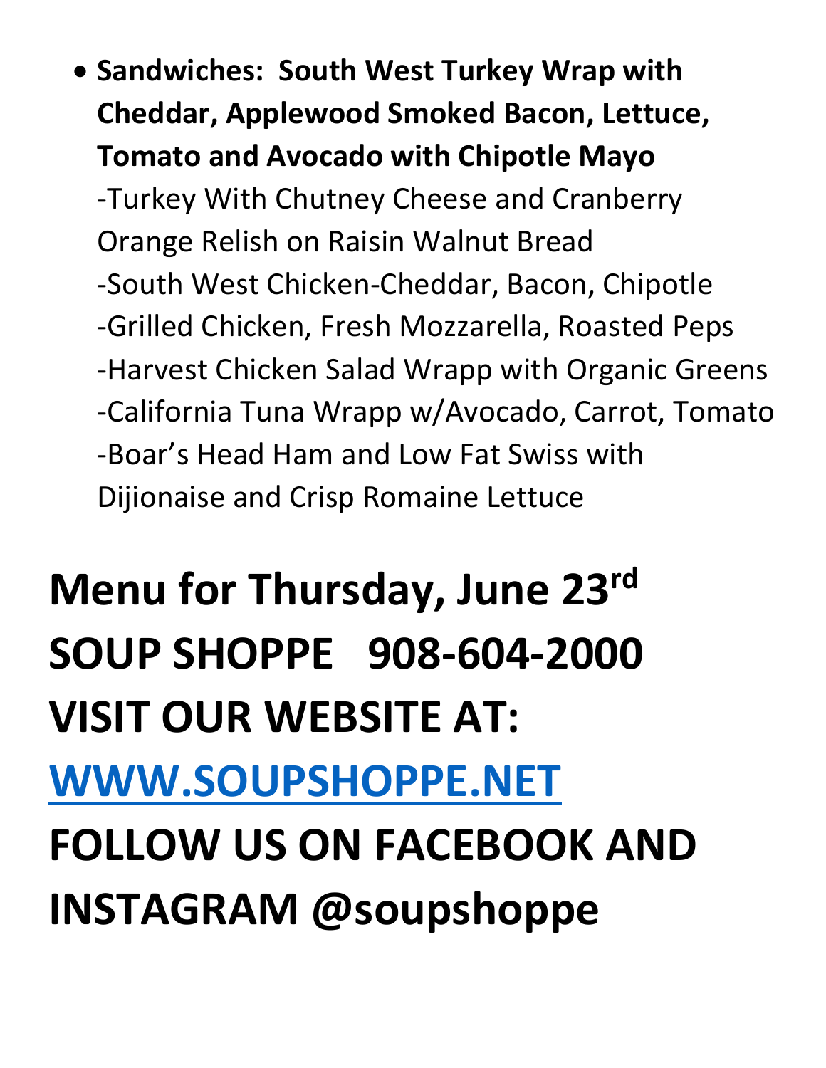- **Sandwiches: South West Turkey Wrap with Cheddar, Applewood Smoked Bacon, Lettuce, Tomato and Avocado with Chipotle Mayo**
  -Turkey With Chutney Cheese and Cranberry Orange Relish on Raisin Walnut Bread
  -South West Chicken-Cheddar, Bacon, Chipotle
  -Grilled Chicken, Fresh Mozzarella, Roasted Peps
  -Harvest Chicken Salad Wrapp with Organic Greens
  -California Tuna Wrapp w/Avocado, Carrot, Tomato
  -Boar's Head Ham and Low Fat Swiss with Dijionaise and Crisp Romaine Lettuce

**Menu for Thursday, June 23rd**

**SOUP SHOPPE 908-604-2000**

**VISIT OUR WEBSITE AT:**

**[WWW.SOUPSHOPPE.NET](http://WWW.SOUPSHOPPE.NET)**

**FOLLOW US ON FACEBOOK AND INSTAGRAM @soupshoppe**